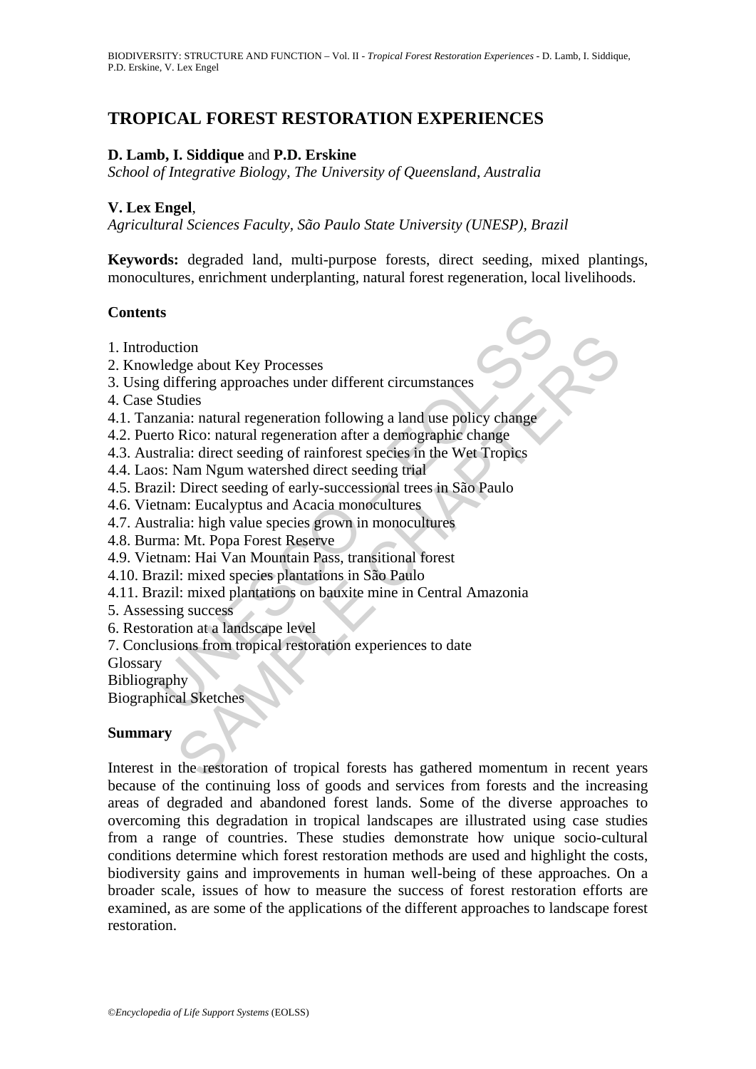# TROPICAL FOREST RESTORATION EXPERIENCES

**D. Lamb, I. Siddique** and **P.D. Erskine**
*School of Integrative Biology, The University of Queensland, Australia*

**V. Lex Engel**,
*Agricultural Sciences Faculty, São Paulo State University (UNESP), Brazil*

**Keywords:** degraded land, multi-purpose forests, direct seeding, mixed plantings, monocultures, enrichment underplanting, natural forest regeneration, local livelihoods.

## Contents

1. Introduction
2. Knowledge about Key Processes
3. Using differing approaches under different circumstances
4. Case Studies
4.1. Tanzania: natural regeneration following a land use policy change
4.2. Puerto Rico: natural regeneration after a demographic change
4.3. Australia: direct seeding of rainforest species in the Wet Tropics
4.4. Laos: Nam Ngum watershed direct seeding trial
4.5. Brazil: Direct seeding of early-successional trees in São Paulo
4.6. Vietnam: Eucalyptus and Acacia monocultures
4.7. Australia: high value species grown in monocultures
4.8. Burma: Mt. Popa Forest Reserve
4.9. Vietnam: Hai Van Mountain Pass, transitional forest
4.10. Brazil: mixed species plantations in São Paulo
4.11. Brazil: mixed plantations on bauxite mine in Central Amazonia
5. Assessing success
6. Restoration at a landscape level
7. Conclusions from tropical restoration experiences to date
Glossary
Bibliography
Biographical Sketches

## Summary

Interest in the restoration of tropical forests has gathered momentum in recent years because of the continuing loss of goods and services from forests and the increasing areas of degraded and abandoned forest lands. Some of the diverse approaches to overcoming this degradation in tropical landscapes are illustrated using case studies from a range of countries. These studies demonstrate how unique socio-cultural conditions determine which forest restoration methods are used and highlight the costs, biodiversity gains and improvements in human well-being of these approaches. On a broader scale, issues of how to measure the success of forest restoration efforts are examined, as are some of the applications of the different approaches to landscape forest restoration.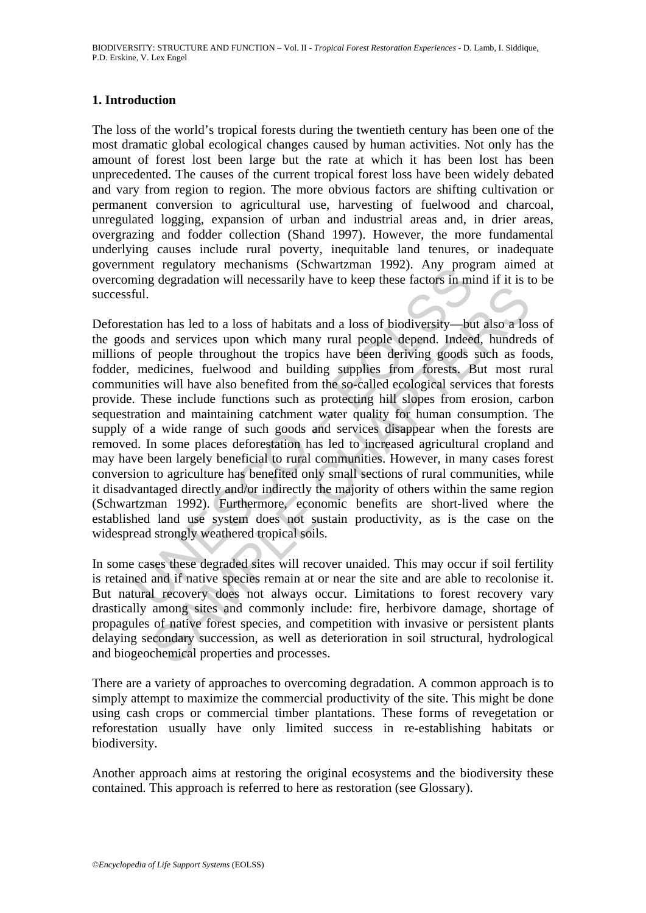## 1. Introduction

The loss of the world's tropical forests during the twentieth century has been one of the most dramatic global ecological changes caused by human activities. Not only has the amount of forest lost been large but the rate at which it has been lost has been unprecedented. The causes of the current tropical forest loss have been widely debated and vary from region to region. The more obvious factors are shifting cultivation or permanent conversion to agricultural use, harvesting of fuelwood and charcoal, unregulated logging, expansion of urban and industrial areas and, in drier areas, overgrazing and fodder collection (Shand 1997). However, the more fundamental underlying causes include rural poverty, inequitable land tenures, or inadequate government regulatory mechanisms (Schwartzman 1992). Any program aimed at overcoming degradation will necessarily have to keep these factors in mind if it is to be successful.

Deforestation has led to a loss of habitats and a loss of biodiversity—but also a loss of the goods and services upon which many rural people depend. Indeed, hundreds of millions of people throughout the tropics have been deriving goods such as foods, fodder, medicines, fuelwood and building supplies from forests. But most rural communities will have also benefited from the so-called ecological services that forests provide. These include functions such as protecting hill slopes from erosion, carbon sequestration and maintaining catchment water quality for human consumption. The supply of a wide range of such goods and services disappear when the forests are removed. In some places deforestation has led to increased agricultural cropland and may have been largely beneficial to rural communities. However, in many cases forest conversion to agriculture has benefited only small sections of rural communities, while it disadvantaged directly and/or indirectly the majority of others within the same region (Schwartzman 1992). Furthermore, economic benefits are short-lived where the established land use system does not sustain productivity, as is the case on the widespread strongly weathered tropical soils.

In some cases these degraded sites will recover unaided. This may occur if soil fertility is retained and if native species remain at or near the site and are able to recolonise it. But natural recovery does not always occur. Limitations to forest recovery vary drastically among sites and commonly include: fire, herbivore damage, shortage of propagules of native forest species, and competition with invasive or persistent plants delaying secondary succession, as well as deterioration in soil structural, hydrological and biogeochemical properties and processes.

There are a variety of approaches to overcoming degradation. A common approach is to simply attempt to maximize the commercial productivity of the site. This might be done using cash crops or commercial timber plantations. These forms of revegetation or reforestation usually have only limited success in re-establishing habitats or biodiversity.

Another approach aims at restoring the original ecosystems and the biodiversity these contained. This approach is referred to here as restoration (see Glossary).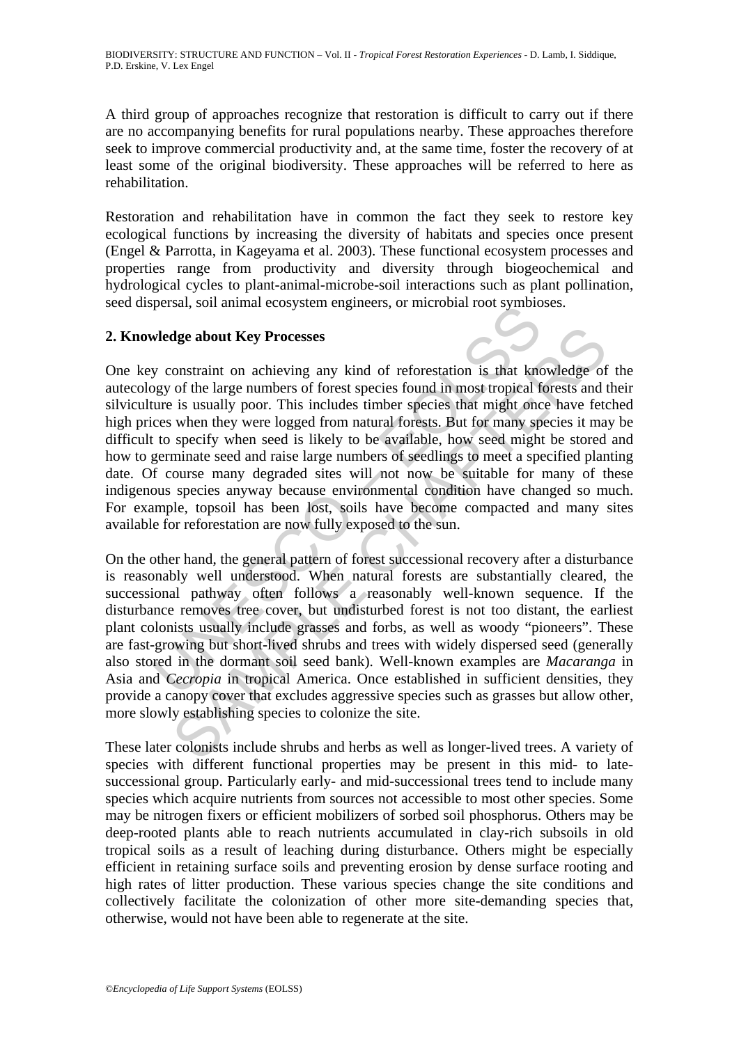A third group of approaches recognize that restoration is difficult to carry out if there are no accompanying benefits for rural populations nearby. These approaches therefore seek to improve commercial productivity and, at the same time, foster the recovery of at least some of the original biodiversity. These approaches will be referred to here as rehabilitation.

Restoration and rehabilitation have in common the fact they seek to restore key ecological functions by increasing the diversity of habitats and species once present (Engel & Parrotta, in Kageyama et al. 2003). These functional ecosystem processes and properties range from productivity and diversity through biogeochemical and hydrological cycles to plant-animal-microbe-soil interactions such as plant pollination, seed dispersal, soil animal ecosystem engineers, or microbial root symbioses.

## 2. Knowledge about Key Processes

One key constraint on achieving any kind of reforestation is that knowledge of the autecology of the large numbers of forest species found in most tropical forests and their silviculture is usually poor. This includes timber species that might once have fetched high prices when they were logged from natural forests. But for many species it may be difficult to specify when seed is likely to be available, how seed might be stored and how to germinate seed and raise large numbers of seedlings to meet a specified planting date. Of course many degraded sites will not now be suitable for many of these indigenous species anyway because environmental condition have changed so much. For example, topsoil has been lost, soils have become compacted and many sites available for reforestation are now fully exposed to the sun.

On the other hand, the general pattern of forest successional recovery after a disturbance is reasonably well understood. When natural forests are substantially cleared, the successional pathway often follows a reasonably well-known sequence. If the disturbance removes tree cover, but undisturbed forest is not too distant, the earliest plant colonists usually include grasses and forbs, as well as woody "pioneers". These are fast-growing but short-lived shrubs and trees with widely dispersed seed (generally also stored in the dormant soil seed bank). Well-known examples are *Macaranga* in Asia and *Cecropia* in tropical America. Once established in sufficient densities, they provide a canopy cover that excludes aggressive species such as grasses but allow other, more slowly establishing species to colonize the site.

These later colonists include shrubs and herbs as well as longer-lived trees. A variety of species with different functional properties may be present in this mid- to late-successional group. Particularly early- and mid-successional trees tend to include many species which acquire nutrients from sources not accessible to most other species. Some may be nitrogen fixers or efficient mobilizers of sorbed soil phosphorus. Others may be deep-rooted plants able to reach nutrients accumulated in clay-rich subsoils in old tropical soils as a result of leaching during disturbance. Others might be especially efficient in retaining surface soils and preventing erosion by dense surface rooting and high rates of litter production. These various species change the site conditions and collectively facilitate the colonization of other more site-demanding species that, otherwise, would not have been able to regenerate at the site.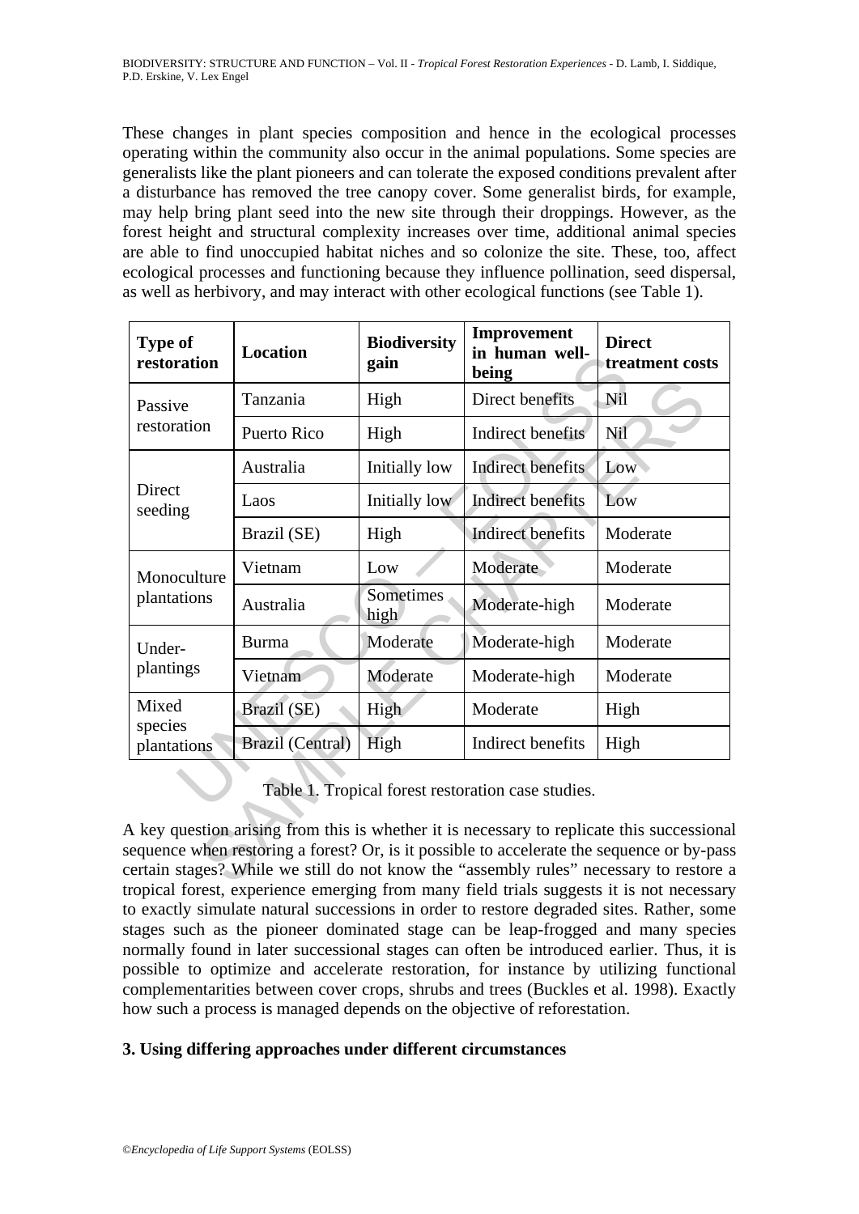These changes in plant species composition and hence in the ecological processes operating within the community also occur in the animal populations. Some species are generalists like the plant pioneers and can tolerate the exposed conditions prevalent after a disturbance has removed the tree canopy cover. Some generalist birds, for example, may help bring plant seed into the new site through their droppings. However, as the forest height and structural complexity increases over time, additional animal species are able to find unoccupied habitat niches and so colonize the site. These, too, affect ecological processes and functioning because they influence pollination, seed dispersal, as well as herbivory, and may interact with other ecological functions (see Table 1).

| Type of restoration | Location | Biodiversity gain | Improvement in human well-being | Direct treatment costs |
|---|---|---|---|---|
| Passive restoration | Tanzania | High | Direct benefits | Nil |
| | Puerto Rico | High | Indirect benefits | Nil |
| Direct seeding | Australia | Initially low | Indirect benefits | Low |
| | Laos | Initially low | Indirect benefits | Low |
| | Brazil (SE) | High | Indirect benefits | Moderate |
| Monoculture plantations | Vietnam | Low | Moderate | Moderate |
| | Australia | Sometimes high | Moderate-high | Moderate |
| Under-plantings | Burma | Moderate | Moderate-high | Moderate |
| | Vietnam | Moderate | Moderate-high | Moderate |
| Mixed species plantations | Brazil (SE) | High | Moderate | High |
| | Brazil (Central) | High | Indirect benefits | High |

Table 1. Tropical forest restoration case studies.

A key question arising from this is whether it is necessary to replicate this successional sequence when restoring a forest? Or, is it possible to accelerate the sequence or by-pass certain stages? While we still do not know the "assembly rules" necessary to restore a tropical forest, experience emerging from many field trials suggests it is not necessary to exactly simulate natural successions in order to restore degraded sites. Rather, some stages such as the pioneer dominated stage can be leap-frogged and many species normally found in later successional stages can often be introduced earlier. Thus, it is possible to optimize and accelerate restoration, for instance by utilizing functional complementarities between cover crops, shrubs and trees (Buckles et al. 1998). Exactly how such a process is managed depends on the objective of reforestation.

## 3. Using differing approaches under different circumstances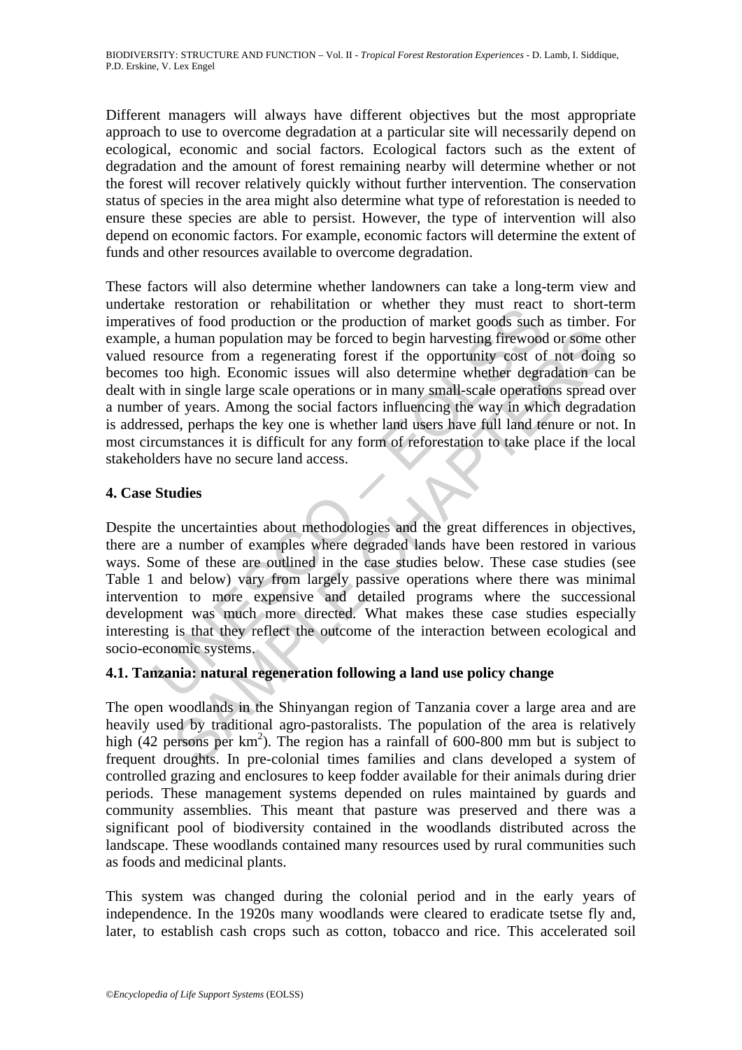Different managers will always have different objectives but the most appropriate approach to use to overcome degradation at a particular site will necessarily depend on ecological, economic and social factors. Ecological factors such as the extent of degradation and the amount of forest remaining nearby will determine whether or not the forest will recover relatively quickly without further intervention. The conservation status of species in the area might also determine what type of reforestation is needed to ensure these species are able to persist. However, the type of intervention will also depend on economic factors. For example, economic factors will determine the extent of funds and other resources available to overcome degradation.

These factors will also determine whether landowners can take a long-term view and undertake restoration or rehabilitation or whether they must react to short-term imperatives of food production or the production of market goods such as timber. For example, a human population may be forced to begin harvesting firewood or some other valued resource from a regenerating forest if the opportunity cost of not doing so becomes too high. Economic issues will also determine whether degradation can be dealt with in single large scale operations or in many small-scale operations spread over a number of years. Among the social factors influencing the way in which degradation is addressed, perhaps the key one is whether land users have full land tenure or not. In most circumstances it is difficult for any form of reforestation to take place if the local stakeholders have no secure land access.

## 4. Case Studies

Despite the uncertainties about methodologies and the great differences in objectives, there are a number of examples where degraded lands have been restored in various ways. Some of these are outlined in the case studies below. These case studies (see Table 1 and below) vary from largely passive operations where there was minimal intervention to more expensive and detailed programs where the successional development was much more directed. What makes these case studies especially interesting is that they reflect the outcome of the interaction between ecological and socio-economic systems.

### 4.1. Tanzania: natural regeneration following a land use policy change

The open woodlands in the Shinyangan region of Tanzania cover a large area and are heavily used by traditional agro-pastoralists. The population of the area is relatively high (42 persons per km$^2$). The region has a rainfall of 600-800 mm but is subject to frequent droughts. In pre-colonial times families and clans developed a system of controlled grazing and enclosures to keep fodder available for their animals during drier periods. These management systems depended on rules maintained by guards and community assemblies. This meant that pasture was preserved and there was a significant pool of biodiversity contained in the woodlands distributed across the landscape. These woodlands contained many resources used by rural communities such as foods and medicinal plants.

This system was changed during the colonial period and in the early years of independence. In the 1920s many woodlands were cleared to eradicate tsetse fly and, later, to establish cash crops such as cotton, tobacco and rice. This accelerated soil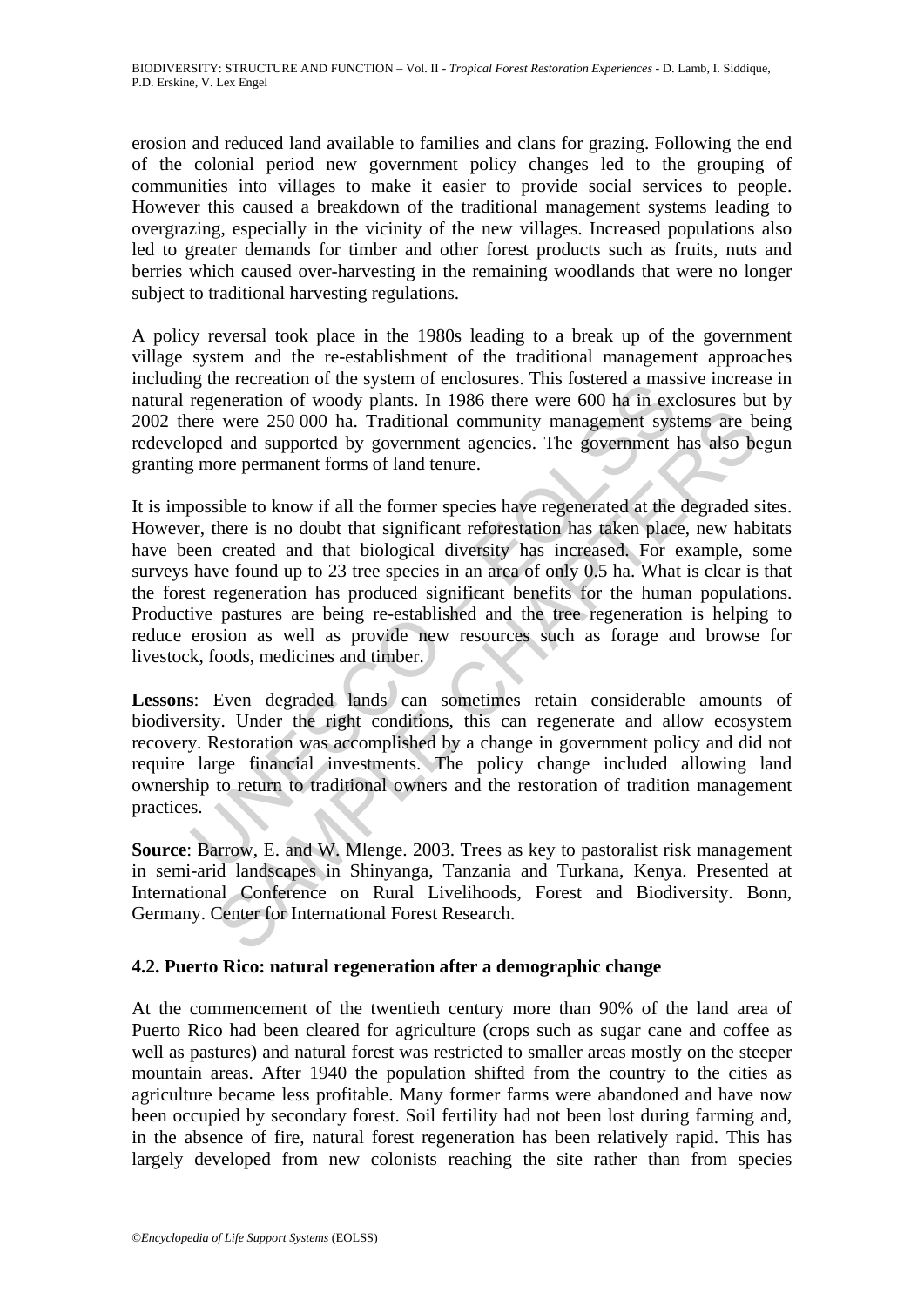erosion and reduced land available to families and clans for grazing. Following the end of the colonial period new government policy changes led to the grouping of communities into villages to make it easier to provide social services to people. However this caused a breakdown of the traditional management systems leading to overgrazing, especially in the vicinity of the new villages. Increased populations also led to greater demands for timber and other forest products such as fruits, nuts and berries which caused over-harvesting in the remaining woodlands that were no longer subject to traditional harvesting regulations.

A policy reversal took place in the 1980s leading to a break up of the government village system and the re-establishment of the traditional management approaches including the recreation of the system of enclosures. This fostered a massive increase in natural regeneration of woody plants. In 1986 there were 600 ha in exclosures but by 2002 there were 250 000 ha. Traditional community management systems are being redeveloped and supported by government agencies. The government has also begun granting more permanent forms of land tenure.

It is impossible to know if all the former species have regenerated at the degraded sites. However, there is no doubt that significant reforestation has taken place, new habitats have been created and that biological diversity has increased. For example, some surveys have found up to 23 tree species in an area of only 0.5 ha. What is clear is that the forest regeneration has produced significant benefits for the human populations. Productive pastures are being re-established and the tree regeneration is helping to reduce erosion as well as provide new resources such as forage and browse for livestock, foods, medicines and timber.

**Lessons**: Even degraded lands can sometimes retain considerable amounts of biodiversity. Under the right conditions, this can regenerate and allow ecosystem recovery. Restoration was accomplished by a change in government policy and did not require large financial investments. The policy change included allowing land ownership to return to traditional owners and the restoration of tradition management practices.

**Source**: Barrow, E. and W. Mlenge. 2003. Trees as key to pastoralist risk management in semi-arid landscapes in Shinyanga, Tanzania and Turkana, Kenya. Presented at International Conference on Rural Livelihoods, Forest and Biodiversity. Bonn, Germany. Center for International Forest Research.

### 4.2. Puerto Rico: natural regeneration after a demographic change

At the commencement of the twentieth century more than 90% of the land area of Puerto Rico had been cleared for agriculture (crops such as sugar cane and coffee as well as pastures) and natural forest was restricted to smaller areas mostly on the steeper mountain areas. After 1940 the population shifted from the country to the cities as agriculture became less profitable. Many former farms were abandoned and have now been occupied by secondary forest. Soil fertility had not been lost during farming and, in the absence of fire, natural forest regeneration has been relatively rapid. This has largely developed from new colonists reaching the site rather than from species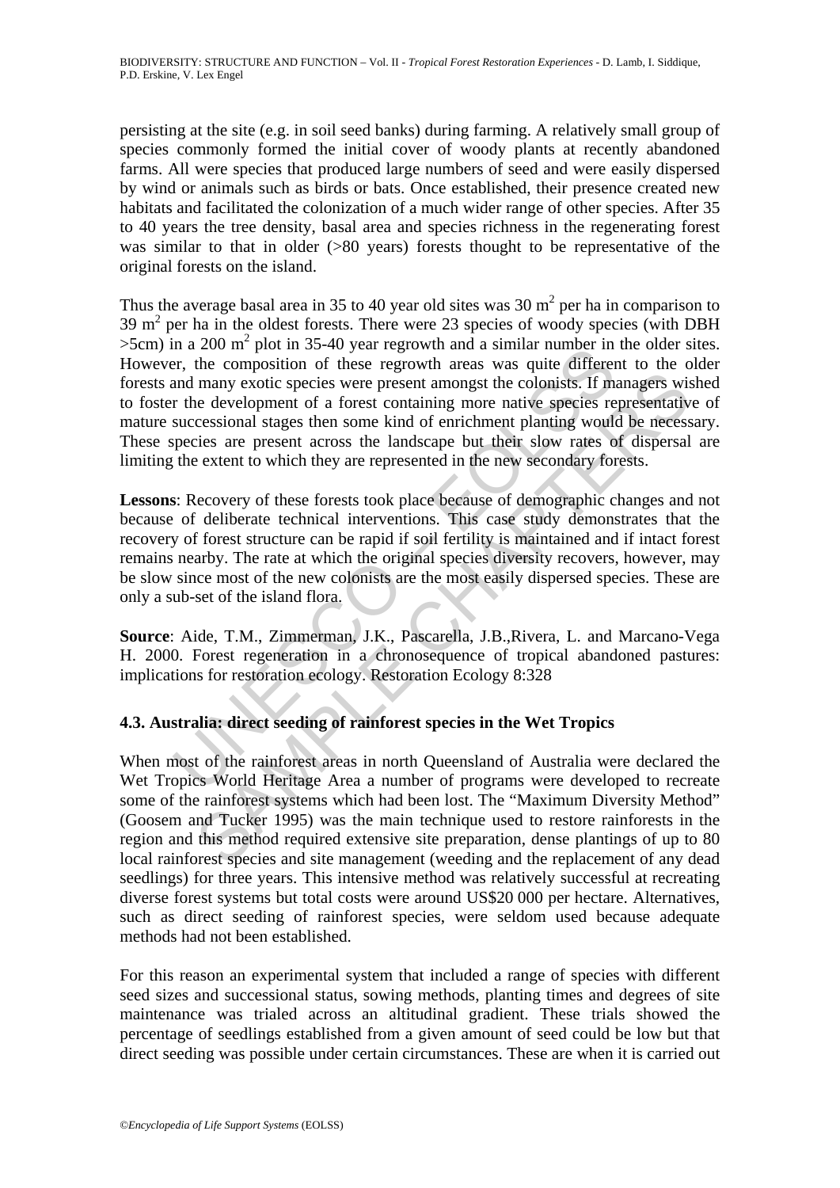persisting at the site (e.g. in soil seed banks) during farming. A relatively small group of species commonly formed the initial cover of woody plants at recently abandoned farms. All were species that produced large numbers of seed and were easily dispersed by wind or animals such as birds or bats. Once established, their presence created new habitats and facilitated the colonization of a much wider range of other species. After 35 to 40 years the tree density, basal area and species richness in the regenerating forest was similar to that in older (>80 years) forests thought to be representative of the original forests on the island.

Thus the average basal area in 35 to 40 year old sites was 30 $m^2$ per ha in comparison to 39 $m^2$ per ha in the oldest forests. There were 23 species of woody species (with DBH >5cm) in a 200 $m^2$ plot in 35-40 year regrowth and a similar number in the older sites. However, the composition of these regrowth areas was quite different to the older forests and many exotic species were present amongst the colonists. If managers wished to foster the development of a forest containing more native species representative of mature successional stages then some kind of enrichment planting would be necessary. These species are present across the landscape but their slow rates of dispersal are limiting the extent to which they are represented in the new secondary forests.

**Lessons**: Recovery of these forests took place because of demographic changes and not because of deliberate technical interventions. This case study demonstrates that the recovery of forest structure can be rapid if soil fertility is maintained and if intact forest remains nearby. The rate at which the original species diversity recovers, however, may be slow since most of the new colonists are the most easily dispersed species. These are only a sub-set of the island flora.

**Source**: Aide, T.M., Zimmerman, J.K., Pascarella, J.B.,Rivera, L. and Marcano-Vega H. 2000. Forest regeneration in a chronosequence of tropical abandoned pastures: implications for restoration ecology. Restoration Ecology 8:328

### 4.3. Australia: direct seeding of rainforest species in the Wet Tropics

When most of the rainforest areas in north Queensland of Australia were declared the Wet Tropics World Heritage Area a number of programs were developed to recreate some of the rainforest systems which had been lost. The "Maximum Diversity Method" (Goosem and Tucker 1995) was the main technique used to restore rainforests in the region and this method required extensive site preparation, dense plantings of up to 80 local rainforest species and site management (weeding and the replacement of any dead seedlings) for three years. This intensive method was relatively successful at recreating diverse forest systems but total costs were around US$20 000 per hectare. Alternatives, such as direct seeding of rainforest species, were seldom used because adequate methods had not been established.

For this reason an experimental system that included a range of species with different seed sizes and successional status, sowing methods, planting times and degrees of site maintenance was trialed across an altitudinal gradient. These trials showed the percentage of seedlings established from a given amount of seed could be low but that direct seeding was possible under certain circumstances. These are when it is carried out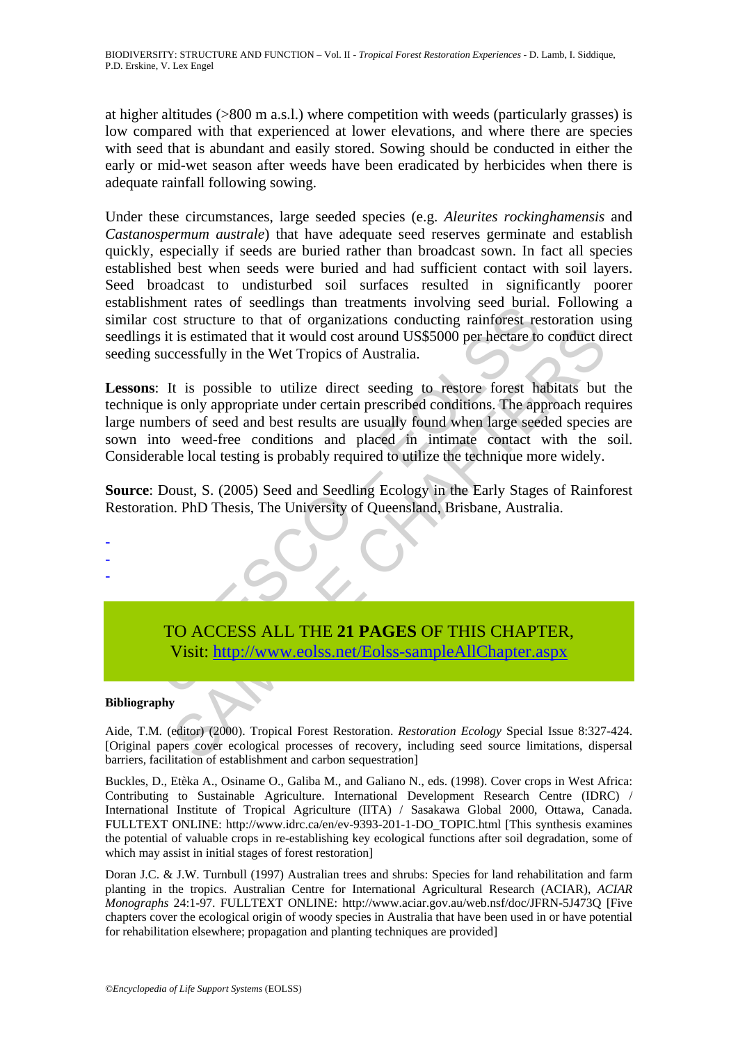at higher altitudes (>800 m a.s.l.) where competition with weeds (particularly grasses) is low compared with that experienced at lower elevations, and where there are species with seed that is abundant and easily stored. Sowing should be conducted in either the early or mid-wet season after weeds have been eradicated by herbicides when there is adequate rainfall following sowing.

Under these circumstances, large seeded species (e.g. *Aleurites rockinghamensis* and *Castanospermum australe*) that have adequate seed reserves germinate and establish quickly, especially if seeds are buried rather than broadcast sown. In fact all species established best when seeds were buried and had sufficient contact with soil layers. Seed broadcast to undisturbed soil surfaces resulted in significantly poorer establishment rates of seedlings than treatments involving seed burial. Following a similar cost structure to that of organizations conducting rainforest restoration using seedlings it is estimated that it would cost around US$5000 per hectare to conduct direct seeding successfully in the Wet Tropics of Australia.

**Lessons**: It is possible to utilize direct seeding to restore forest habitats but the technique is only appropriate under certain prescribed conditions. The approach requires large numbers of seed and best results are usually found when large seeded species are sown into weed-free conditions and placed in intimate contact with the soil. Considerable local testing is probably required to utilize the technique more widely.

**Source**: Doust, S. (2005) Seed and Seedling Ecology in the Early Stages of Rainforest Restoration. PhD Thesis, The University of Queensland, Brisbane, Australia.

-
-
-

TO ACCESS ALL THE **21 PAGES** OF THIS CHAPTER,
Visit: http://www.eolss.net/Eolss-sampleAllChapter.aspx

**Bibliography**

Aide, T.M. (editor) (2000). Tropical Forest Restoration. *Restoration Ecology* Special Issue 8:327-424. [Original papers cover ecological processes of recovery, including seed source limitations, dispersal barriers, facilitation of establishment and carbon sequestration]

Buckles, D., Etèka A., Osiname O., Galiba M., and Galiano N., eds. (1998). Cover crops in West Africa: Contributing to Sustainable Agriculture. International Development Research Centre (IDRC) / International Institute of Tropical Agriculture (IITA) / Sasakawa Global 2000, Ottawa, Canada. FULLTEXT ONLINE: http://www.idrc.ca/en/ev-9393-201-1-DO_TOPIC.html [This synthesis examines the potential of valuable crops in re-establishing key ecological functions after soil degradation, some of which may assist in initial stages of forest restoration]

Doran J.C. & J.W. Turnbull (1997) Australian trees and shrubs: Species for land rehabilitation and farm planting in the tropics. Australian Centre for International Agricultural Research (ACIAR), *ACIAR Monographs* 24:1-97. FULLTEXT ONLINE: http://www.aciar.gov.au/web.nsf/doc/JFRN-5J473Q [Five chapters cover the ecological origin of woody species in Australia that have been used in or have potential for rehabilitation elsewhere; propagation and planting techniques are provided]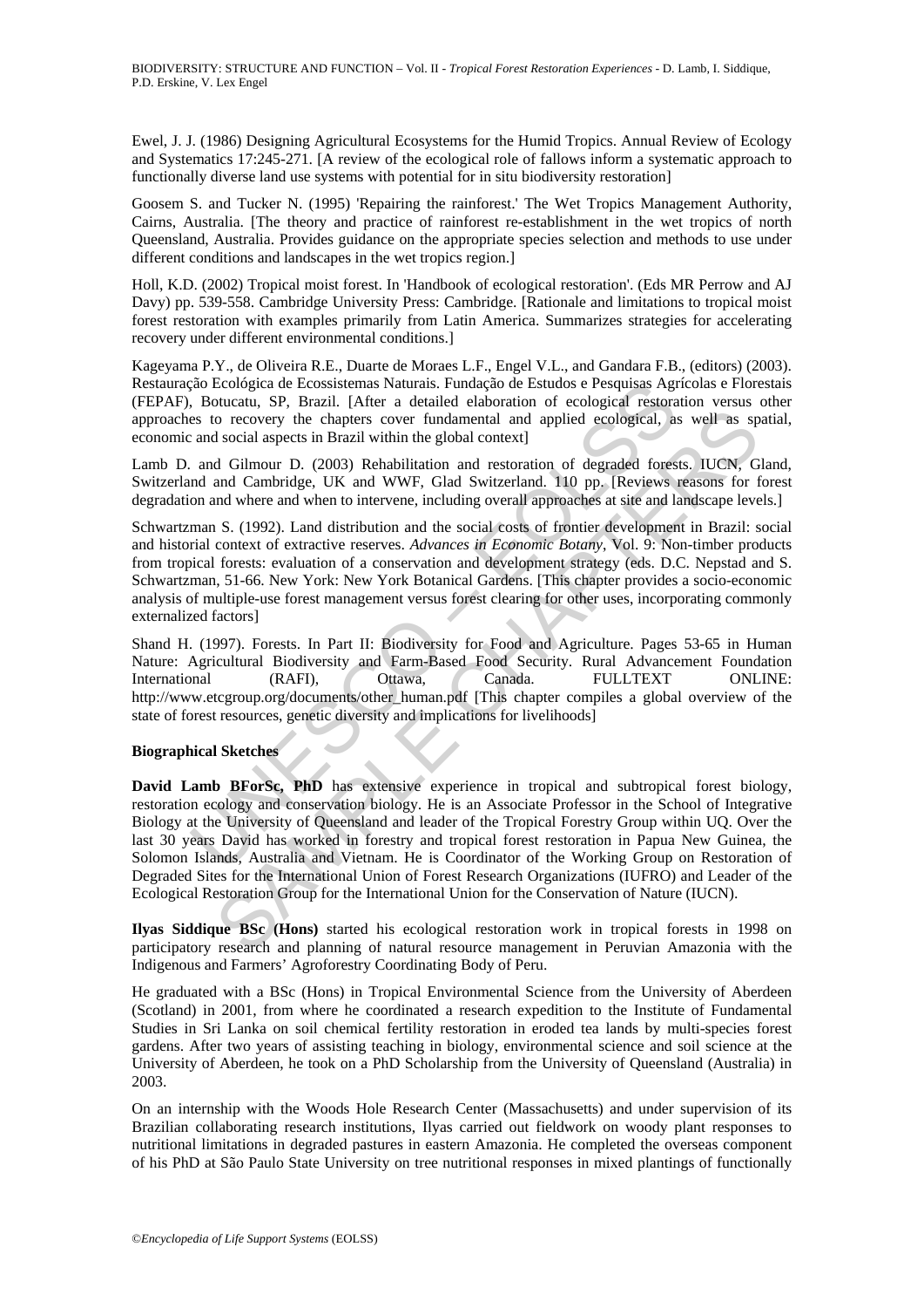Ewel, J. J. (1986) Designing Agricultural Ecosystems for the Humid Tropics. Annual Review of Ecology and Systematics 17:245-271. [A review of the ecological role of fallows inform a systematic approach to functionally diverse land use systems with potential for in situ biodiversity restoration]

Goosem S. and Tucker N. (1995) 'Repairing the rainforest.' The Wet Tropics Management Authority, Cairns, Australia. [The theory and practice of rainforest re-establishment in the wet tropics of north Queensland, Australia. Provides guidance on the appropriate species selection and methods to use under different conditions and landscapes in the wet tropics region.]

Holl, K.D. (2002) Tropical moist forest. In 'Handbook of ecological restoration'. (Eds MR Perrow and AJ Davy) pp. 539-558. Cambridge University Press: Cambridge. [Rationale and limitations to tropical moist forest restoration with examples primarily from Latin America. Summarizes strategies for accelerating recovery under different environmental conditions.]

Kageyama P.Y., de Oliveira R.E., Duarte de Moraes L.F., Engel V.L., and Gandara F.B., (editors) (2003). Restauração Ecológica de Ecossistemas Naturais. Fundação de Estudos e Pesquisas Agrícolas e Florestais (FEPAF), Botucatu, SP, Brazil. [After a detailed elaboration of ecological restoration versus other approaches to recovery the chapters cover fundamental and applied ecological, as well as spatial, economic and social aspects in Brazil within the global context]

Lamb D. and Gilmour D. (2003) Rehabilitation and restoration of degraded forests. IUCN, Gland, Switzerland and Cambridge, UK and WWF, Glad Switzerland. 110 pp. [Reviews reasons for forest degradation and where and when to intervene, including overall approaches at site and landscape levels.]

Schwartzman S. (1992). Land distribution and the social costs of frontier development in Brazil: social and historial context of extractive reserves. *Advances in Economic Botany*, Vol. 9: Non-timber products from tropical forests: evaluation of a conservation and development strategy (eds. D.C. Nepstad and S. Schwartzman, 51-66. New York: New York Botanical Gardens. [This chapter provides a socio-economic analysis of multiple-use forest management versus forest clearing for other uses, incorporating commonly externalized factors]

Shand H. (1997). Forests. In Part II: Biodiversity for Food and Agriculture. Pages 53-65 in Human Nature: Agricultural Biodiversity and Farm-Based Food Security. Rural Advancement Foundation International (RAFI), Ottawa, Canada. FULLTEXT ONLINE: http://www.etcgroup.org/documents/other_human.pdf [This chapter compiles a global overview of the state of forest resources, genetic diversity and implications for livelihoods]

**Biographical Sketches**

**David Lamb BForSc, PhD** has extensive experience in tropical and subtropical forest biology, restoration ecology and conservation biology. He is an Associate Professor in the School of Integrative Biology at the University of Queensland and leader of the Tropical Forestry Group within UQ. Over the last 30 years David has worked in forestry and tropical forest restoration in Papua New Guinea, the Solomon Islands, Australia and Vietnam. He is Coordinator of the Working Group on Restoration of Degraded Sites for the International Union of Forest Research Organizations (IUFRO) and Leader of the Ecological Restoration Group for the International Union for the Conservation of Nature (IUCN).

**Ilyas Siddique BSc (Hons)** started his ecological restoration work in tropical forests in 1998 on participatory research and planning of natural resource management in Peruvian Amazonia with the Indigenous and Farmers' Agroforestry Coordinating Body of Peru.

He graduated with a BSc (Hons) in Tropical Environmental Science from the University of Aberdeen (Scotland) in 2001, from where he coordinated a research expedition to the Institute of Fundamental Studies in Sri Lanka on soil chemical fertility restoration in eroded tea lands by multi-species forest gardens. After two years of assisting teaching in biology, environmental science and soil science at the University of Aberdeen, he took on a PhD Scholarship from the University of Queensland (Australia) in 2003.

On an internship with the Woods Hole Research Center (Massachusetts) and under supervision of its Brazilian collaborating research institutions, Ilyas carried out fieldwork on woody plant responses to nutritional limitations in degraded pastures in eastern Amazonia. He completed the overseas component of his PhD at São Paulo State University on tree nutritional responses in mixed plantings of functionally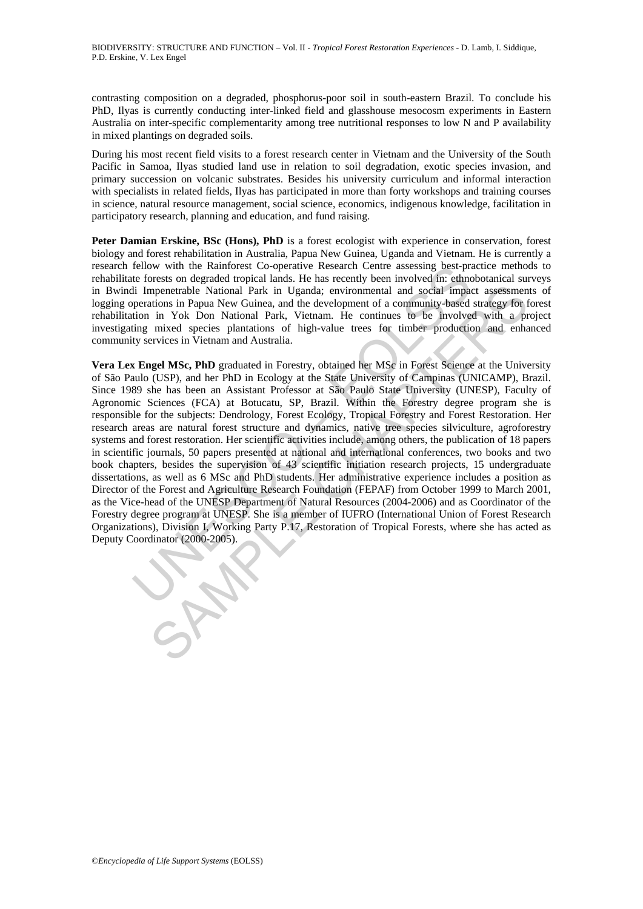contrasting composition on a degraded, phosphorus-poor soil in south-eastern Brazil. To conclude his PhD, Ilyas is currently conducting inter-linked field and glasshouse mesocosm experiments in Eastern Australia on inter-specific complementarity among tree nutritional responses to low N and P availability in mixed plantings on degraded soils.

During his most recent field visits to a forest research center in Vietnam and the University of the South Pacific in Samoa, Ilyas studied land use in relation to soil degradation, exotic species invasion, and primary succession on volcanic substrates. Besides his university curriculum and informal interaction with specialists in related fields, Ilyas has participated in more than forty workshops and training courses in science, natural resource management, social science, economics, indigenous knowledge, facilitation in participatory research, planning and education, and fund raising.

**Peter Damian Erskine, BSc (Hons), PhD** is a forest ecologist with experience in conservation, forest biology and forest rehabilitation in Australia, Papua New Guinea, Uganda and Vietnam. He is currently a research fellow with the Rainforest Co-operative Research Centre assessing best-practice methods to rehabilitate forests on degraded tropical lands. He has recently been involved in: ethnobotanical surveys in Bwindi Impenetrable National Park in Uganda; environmental and social impact assessments of logging operations in Papua New Guinea, and the development of a community-based strategy for forest rehabilitation in Yok Don National Park, Vietnam. He continues to be involved with a project investigating mixed species plantations of high-value trees for timber production and enhanced community services in Vietnam and Australia.

**Vera Lex Engel MSc, PhD** graduated in Forestry, obtained her MSc in Forest Science at the University of São Paulo (USP), and her PhD in Ecology at the State University of Campinas (UNICAMP), Brazil. Since 1989 she has been an Assistant Professor at São Paulo State University (UNESP), Faculty of Agronomic Sciences (FCA) at Botucatu, SP, Brazil. Within the Forestry degree program she is responsible for the subjects: Dendrology, Forest Ecology, Tropical Forestry and Forest Restoration. Her research areas are natural forest structure and dynamics, native tree species silviculture, agroforestry systems and forest restoration. Her scientific activities include, among others, the publication of 18 papers in scientific journals, 50 papers presented at national and international conferences, two books and two book chapters, besides the supervision of 43 scientific initiation research projects, 15 undergraduate dissertations, as well as 6 MSc and PhD students. Her administrative experience includes a position as Director of the Forest and Agriculture Research Foundation (FEPAF) from October 1999 to March 2001, as the Vice-head of the UNESP Department of Natural Resources (2004-2006) and as Coordinator of the Forestry degree program at UNESP. She is a member of IUFRO (International Union of Forest Research Organizations), Division I, Working Party P.17, Restoration of Tropical Forests, where she has acted as Deputy Coordinator (2000-2005).